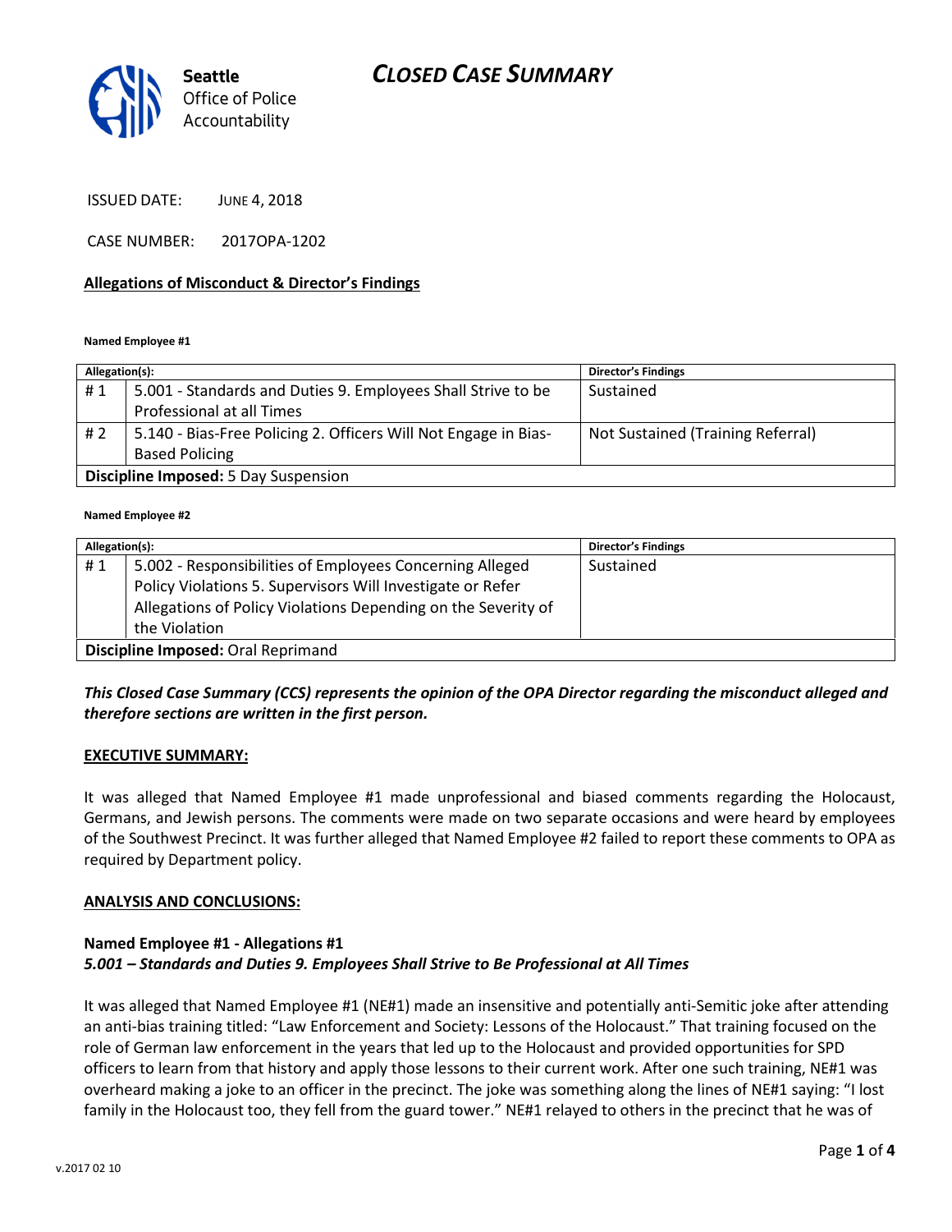Seattle Office of Police Accountability

# CLOSED CASE SUMMARY

ISSUED DATE: JUNE 4, 2018

CASE NUMBER: 2017OPA-1202

**Allegations of Misconduct & Director's Findings**

**Named Employee #1**

| Allegation(s): | | Director's Findings |
|---|---|---|
| # 1 | 5.001 - Standards and Duties 9. Employees Shall Strive to be Professional at all Times | Sustained |
| # 2 | 5.140 - Bias-Free Policing 2. Officers Will Not Engage in Bias-Based Policing | Not Sustained (Training Referral) |
| **Discipline Imposed:** 5 Day Suspension | | |

**Named Employee #2**

| Allegation(s): | | Director's Findings |
|---|---|---|
| # 1 | 5.002 - Responsibilities of Employees Concerning Alleged Policy Violations 5. Supervisors Will Investigate or Refer Allegations of Policy Violations Depending on the Severity of the Violation | Sustained |
| **Discipline Imposed:** Oral Reprimand | | |

***This Closed Case Summary (CCS) represents the opinion of the OPA Director regarding the misconduct alleged and therefore sections are written in the first person.***

**EXECUTIVE SUMMARY:**

It was alleged that Named Employee #1 made unprofessional and biased comments regarding the Holocaust, Germans, and Jewish persons. The comments were made on two separate occasions and were heard by employees of the Southwest Precinct. It was further alleged that Named Employee #2 failed to report these comments to OPA as required by Department policy.

**ANALYSIS AND CONCLUSIONS:**

**Named Employee #1 - Allegations #1**
***5.001 – Standards and Duties 9. Employees Shall Strive to Be Professional at All Times***

It was alleged that Named Employee #1 (NE#1) made an insensitive and potentially anti-Semitic joke after attending an anti-bias training titled: "Law Enforcement and Society: Lessons of the Holocaust." That training focused on the role of German law enforcement in the years that led up to the Holocaust and provided opportunities for SPD officers to learn from that history and apply those lessons to their current work. After one such training, NE#1 was overheard making a joke to an officer in the precinct. The joke was something along the lines of NE#1 saying: "I lost family in the Holocaust too, they fell from the guard tower." NE#1 relayed to others in the precinct that he was of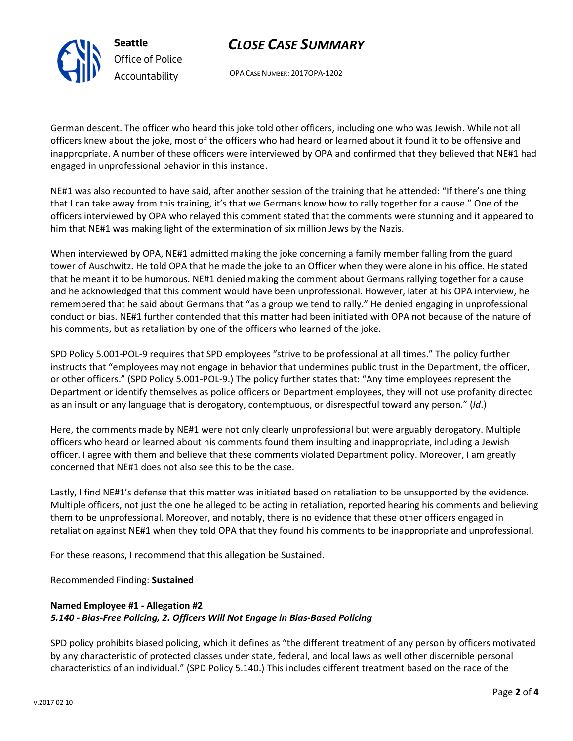German descent. The officer who heard this joke told other officers, including one who was Jewish. While not all officers knew about the joke, most of the officers who had heard or learned about it found it to be offensive and inappropriate. A number of these officers were interviewed by OPA and confirmed that they believed that NE#1 had engaged in unprofessional behavior in this instance.

NE#1 was also recounted to have said, after another session of the training that he attended: "If there's one thing that I can take away from this training, it's that we Germans know how to rally together for a cause." One of the officers interviewed by OPA who relayed this comment stated that the comments were stunning and it appeared to him that NE#1 was making light of the extermination of six million Jews by the Nazis.

When interviewed by OPA, NE#1 admitted making the joke concerning a family member falling from the guard tower of Auschwitz. He told OPA that he made the joke to an Officer when they were alone in his office. He stated that he meant it to be humorous. NE#1 denied making the comment about Germans rallying together for a cause and he acknowledged that this comment would have been unprofessional. However, later at his OPA interview, he remembered that he said about Germans that "as a group we tend to rally." He denied engaging in unprofessional conduct or bias. NE#1 further contended that this matter had been initiated with OPA not because of the nature of his comments, but as retaliation by one of the officers who learned of the joke.

SPD Policy 5.001-POL-9 requires that SPD employees "strive to be professional at all times." The policy further instructs that "employees may not engage in behavior that undermines public trust in the Department, the officer, or other officers." (SPD Policy 5.001-POL-9.) The policy further states that: "Any time employees represent the Department or identify themselves as police officers or Department employees, they will not use profanity directed as an insult or any language that is derogatory, contemptuous, or disrespectful toward any person." (*Id*.)

Here, the comments made by NE#1 were not only clearly unprofessional but were arguably derogatory. Multiple officers who heard or learned about his comments found them insulting and inappropriate, including a Jewish officer. I agree with them and believe that these comments violated Department policy. Moreover, I am greatly concerned that NE#1 does not also see this to be the case.

Lastly, I find NE#1's defense that this matter was initiated based on retaliation to be unsupported by the evidence. Multiple officers, not just the one he alleged to be acting in retaliation, reported hearing his comments and believing them to be unprofessional. Moreover, and notably, there is no evidence that these other officers engaged in retaliation against NE#1 when they told OPA that they found his comments to be inappropriate and unprofessional.

For these reasons, I recommend that this allegation be Sustained.

Recommended Finding: **Sustained**

**Named Employee #1 - Allegation #2**
***5.140 - Bias-Free Policing, 2. Officers Will Not Engage in Bias-Based Policing***

SPD policy prohibits biased policing, which it defines as "the different treatment of any person by officers motivated by any characteristic of protected classes under state, federal, and local laws as well other discernible personal characteristics of an individual." (SPD Policy 5.140.) This includes different treatment based on the race of the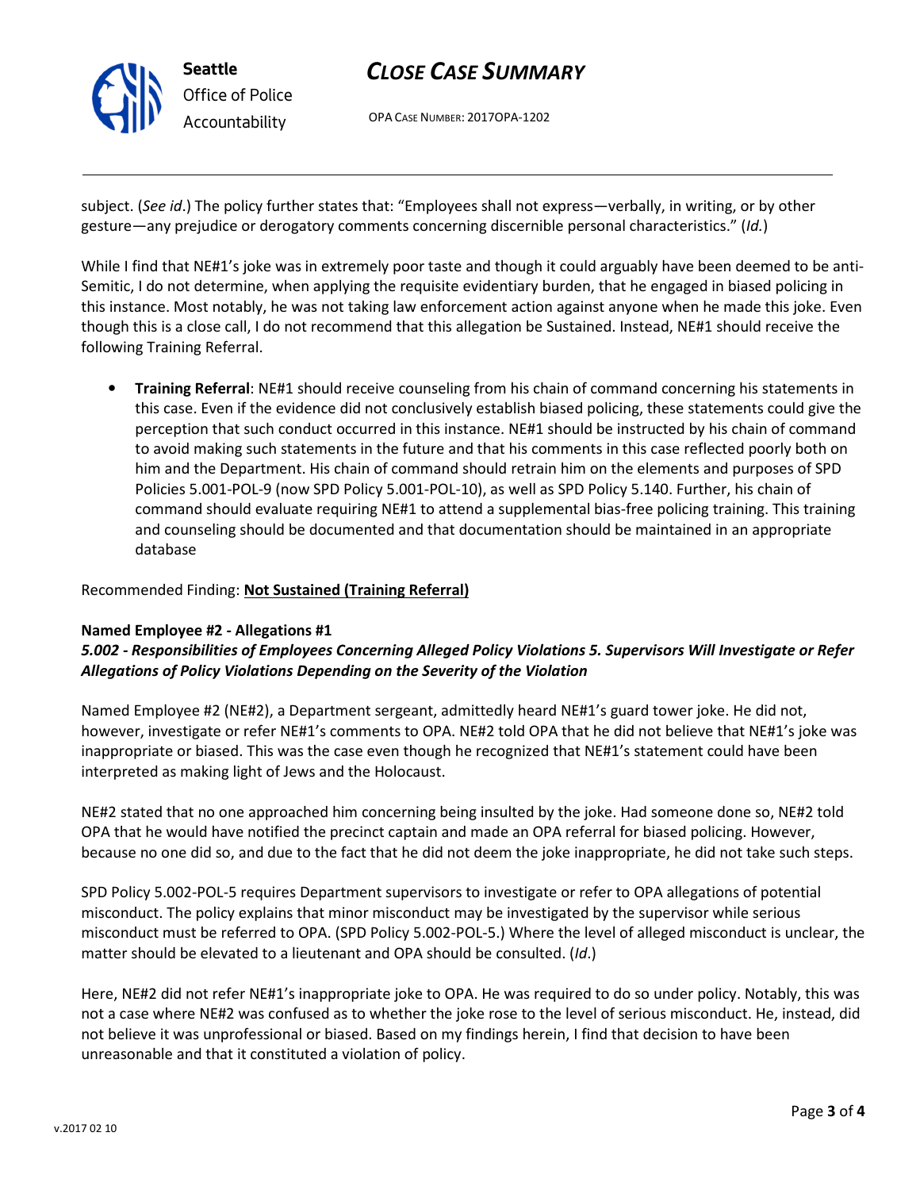subject. (*See id*.) The policy further states that: "Employees shall not express—verbally, in writing, or by other gesture—any prejudice or derogatory comments concerning discernible personal characteristics." (*Id.*)

While I find that NE#1's joke was in extremely poor taste and though it could arguably have been deemed to be anti-Semitic, I do not determine, when applying the requisite evidentiary burden, that he engaged in biased policing in this instance. Most notably, he was not taking law enforcement action against anyone when he made this joke. Even though this is a close call, I do not recommend that this allegation be Sustained. Instead, NE#1 should receive the following Training Referral.

- **Training Referral**: NE#1 should receive counseling from his chain of command concerning his statements in this case. Even if the evidence did not conclusively establish biased policing, these statements could give the perception that such conduct occurred in this instance. NE#1 should be instructed by his chain of command to avoid making such statements in the future and that his comments in this case reflected poorly both on him and the Department. His chain of command should retrain him on the elements and purposes of SPD Policies 5.001-POL-9 (now SPD Policy 5.001-POL-10), as well as SPD Policy 5.140. Further, his chain of command should evaluate requiring NE#1 to attend a supplemental bias-free policing training. This training and counseling should be documented and that documentation should be maintained in an appropriate database

Recommended Finding: **Not Sustained (Training Referral)**

**Named Employee #2 - Allegations #1**
***5.002 - Responsibilities of Employees Concerning Alleged Policy Violations 5. Supervisors Will Investigate or Refer Allegations of Policy Violations Depending on the Severity of the Violation***

Named Employee #2 (NE#2), a Department sergeant, admittedly heard NE#1's guard tower joke. He did not, however, investigate or refer NE#1's comments to OPA. NE#2 told OPA that he did not believe that NE#1's joke was inappropriate or biased. This was the case even though he recognized that NE#1's statement could have been interpreted as making light of Jews and the Holocaust.

NE#2 stated that no one approached him concerning being insulted by the joke. Had someone done so, NE#2 told OPA that he would have notified the precinct captain and made an OPA referral for biased policing. However, because no one did so, and due to the fact that he did not deem the joke inappropriate, he did not take such steps.

SPD Policy 5.002-POL-5 requires Department supervisors to investigate or refer to OPA allegations of potential misconduct. The policy explains that minor misconduct may be investigated by the supervisor while serious misconduct must be referred to OPA. (SPD Policy 5.002-POL-5.) Where the level of alleged misconduct is unclear, the matter should be elevated to a lieutenant and OPA should be consulted. (*Id*.)

Here, NE#2 did not refer NE#1's inappropriate joke to OPA. He was required to do so under policy. Notably, this was not a case where NE#2 was confused as to whether the joke rose to the level of serious misconduct. He, instead, did not believe it was unprofessional or biased. Based on my findings herein, I find that decision to have been unreasonable and that it constituted a violation of policy.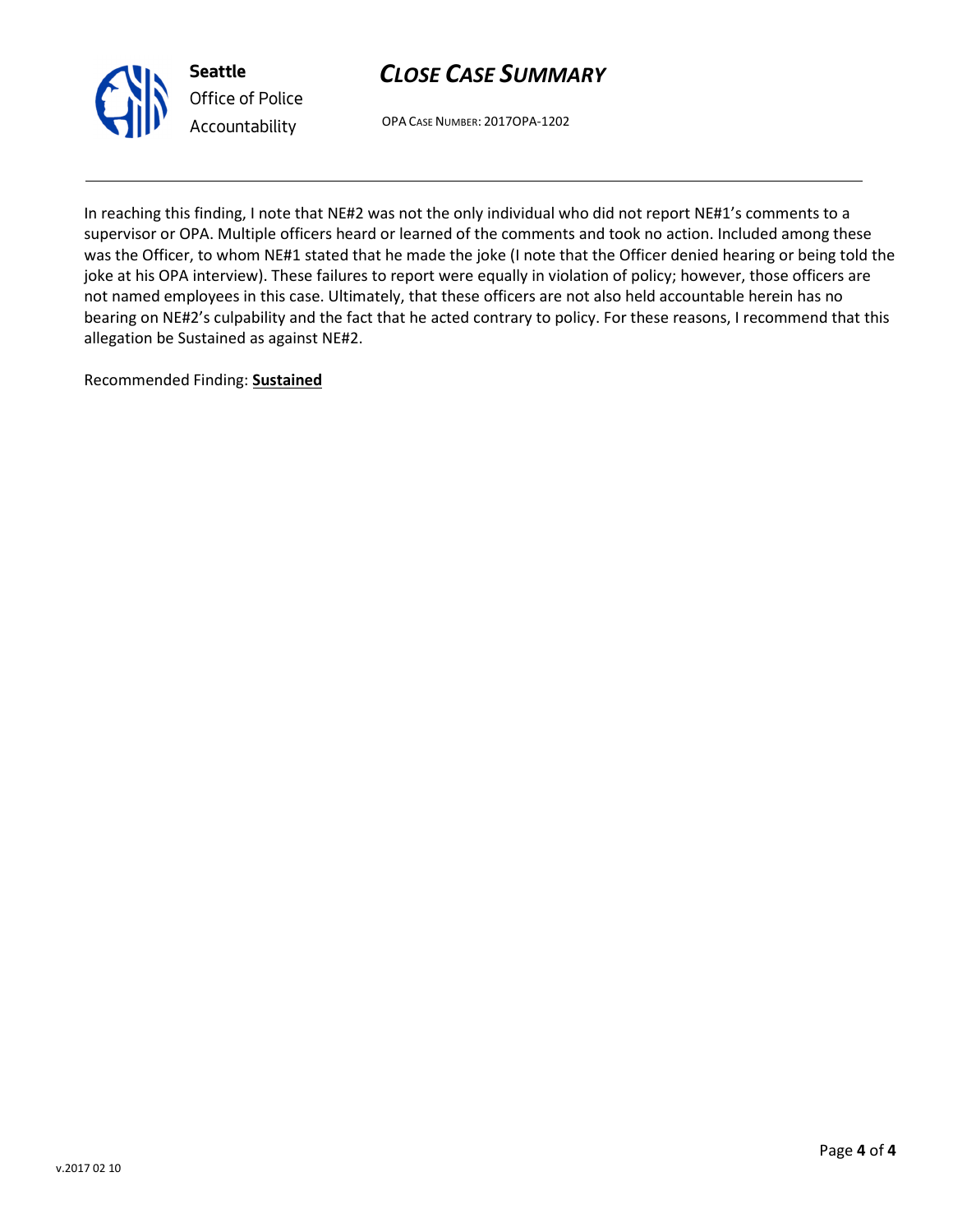In reaching this finding, I note that NE#2 was not the only individual who did not report NE#1's comments to a supervisor or OPA. Multiple officers heard or learned of the comments and took no action. Included among these was the Officer, to whom NE#1 stated that he made the joke (I note that the Officer denied hearing or being told the joke at his OPA interview). These failures to report were equally in violation of policy; however, those officers are not named employees in this case. Ultimately, that these officers are not also held accountable herein has no bearing on NE#2's culpability and the fact that he acted contrary to policy. For these reasons, I recommend that this allegation be Sustained as against NE#2.

Recommended Finding: **Sustained**